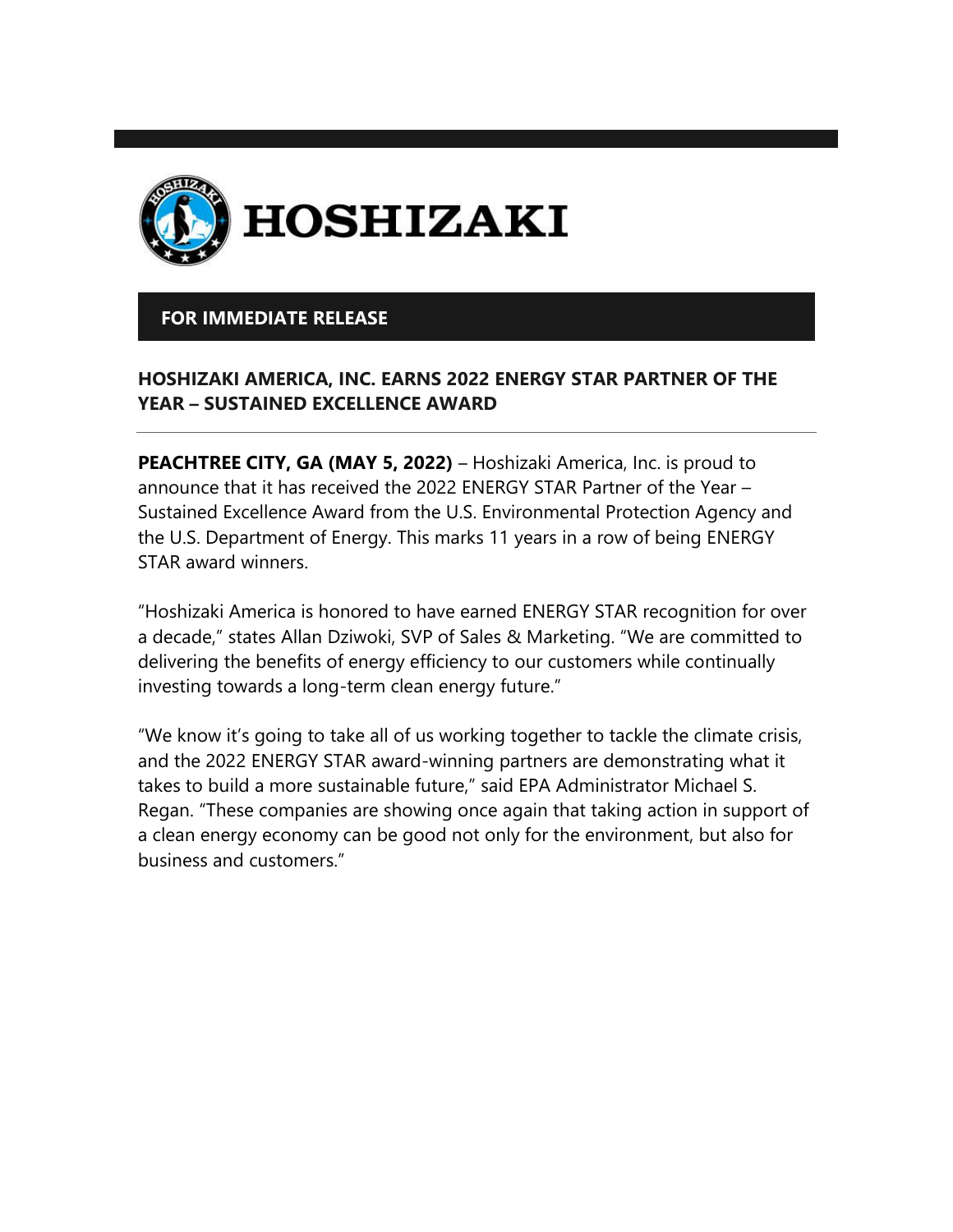HOSHIZAKI

**FOR IMMEDIATE RELEASE**

## HOSHIZAKI AMERICA, INC. EARNS 2022 ENERGY STAR PARTNER OF THE YEAR – SUSTAINED EXCELLENCE AWARD

---

**PEACHTREE CITY, GA (MAY 5, 2022)** – Hoshizaki America, Inc. is proud to announce that it has received the 2022 ENERGY STAR Partner of the Year – Sustained Excellence Award from the U.S. Environmental Protection Agency and the U.S. Department of Energy. This marks 11 years in a row of being ENERGY STAR award winners.

"Hoshizaki America is honored to have earned ENERGY STAR recognition for over a decade," states Allan Dziwoki, SVP of Sales & Marketing. "We are committed to delivering the benefits of energy efficiency to our customers while continually investing towards a long-term clean energy future."

"We know it's going to take all of us working together to tackle the climate crisis, and the 2022 ENERGY STAR award-winning partners are demonstrating what it takes to build a more sustainable future," said EPA Administrator Michael S. Regan. "These companies are showing once again that taking action in support of a clean energy economy can be good not only for the environment, but also for business and customers."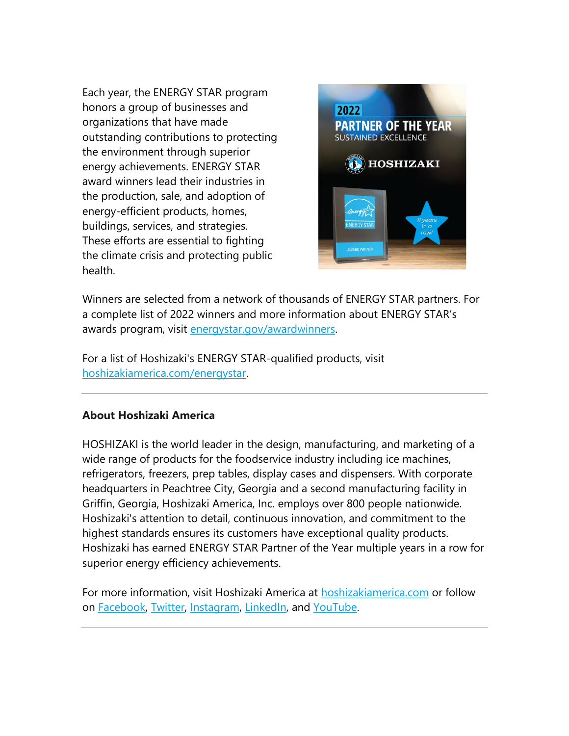Each year, the ENERGY STAR program honors a group of businesses and organizations that have made outstanding contributions to protecting the environment through superior energy achievements. ENERGY STAR award winners lead their industries in the production, sale, and adoption of energy-efficient products, homes, buildings, services, and strategies. These efforts are essential to fighting the climate crisis and protecting public health.

Winners are selected from a network of thousands of ENERGY STAR partners. For a complete list of 2022 winners and more information about ENERGY STAR's awards program, visit energystar.gov/awardwinners.

For a list of Hoshizaki's ENERGY STAR-qualified products, visit hoshizakiamerica.com/energystar.

---

**About Hoshizaki America**

HOSHIZAKI is the world leader in the design, manufacturing, and marketing of a wide range of products for the foodservice industry including ice machines, refrigerators, freezers, prep tables, display cases and dispensers. With corporate headquarters in Peachtree City, Georgia and a second manufacturing facility in Griffin, Georgia, Hoshizaki America, Inc. employs over 800 people nationwide. Hoshizaki's attention to detail, continuous innovation, and commitment to the highest standards ensures its customers have exceptional quality products. Hoshizaki has earned ENERGY STAR Partner of the Year multiple years in a row for superior energy efficiency achievements.

For more information, visit Hoshizaki America at hoshizakiamerica.com or follow on Facebook, Twitter, Instagram, LinkedIn, and YouTube.

---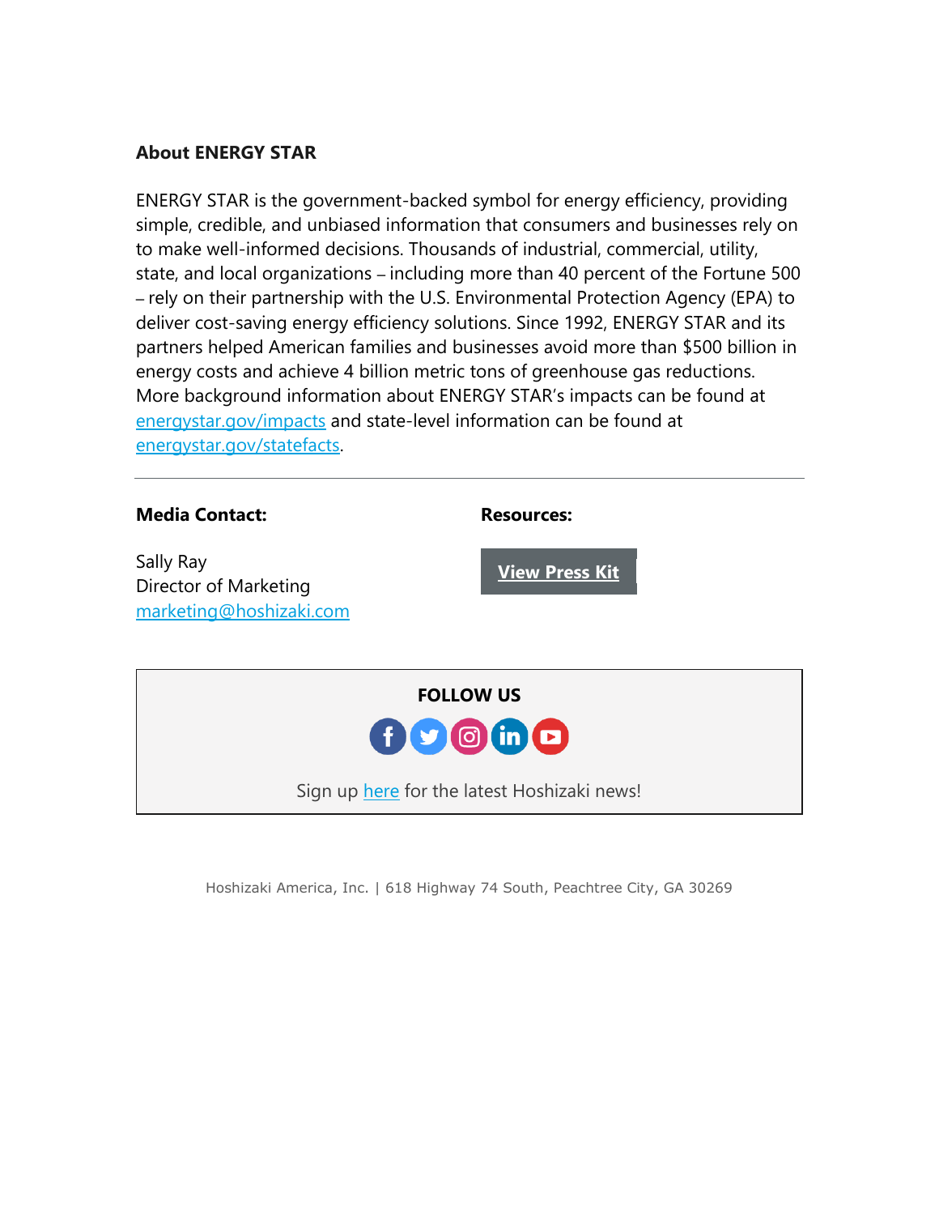**About ENERGY STAR**

ENERGY STAR is the government-backed symbol for energy efficiency, providing simple, credible, and unbiased information that consumers and businesses rely on to make well-informed decisions. Thousands of industrial, commercial, utility, state, and local organizations – including more than 40 percent of the Fortune 500 – rely on their partnership with the U.S. Environmental Protection Agency (EPA) to deliver cost-saving energy efficiency solutions. Since 1992, ENERGY STAR and its partners helped American families and businesses avoid more than $500 billion in energy costs and achieve 4 billion metric tons of greenhouse gas reductions. More background information about ENERGY STAR's impacts can be found at energystar.gov/impacts and state-level information can be found at energystar.gov/statefacts.

---

**Media Contact:**

Sally Ray
Director of Marketing
marketing@hoshizaki.com

**Resources:**

**View Press Kit**

**FOLLOW US**

Sign up here for the latest Hoshizaki news!

Hoshizaki America, Inc. | 618 Highway 74 South, Peachtree City, GA 30269